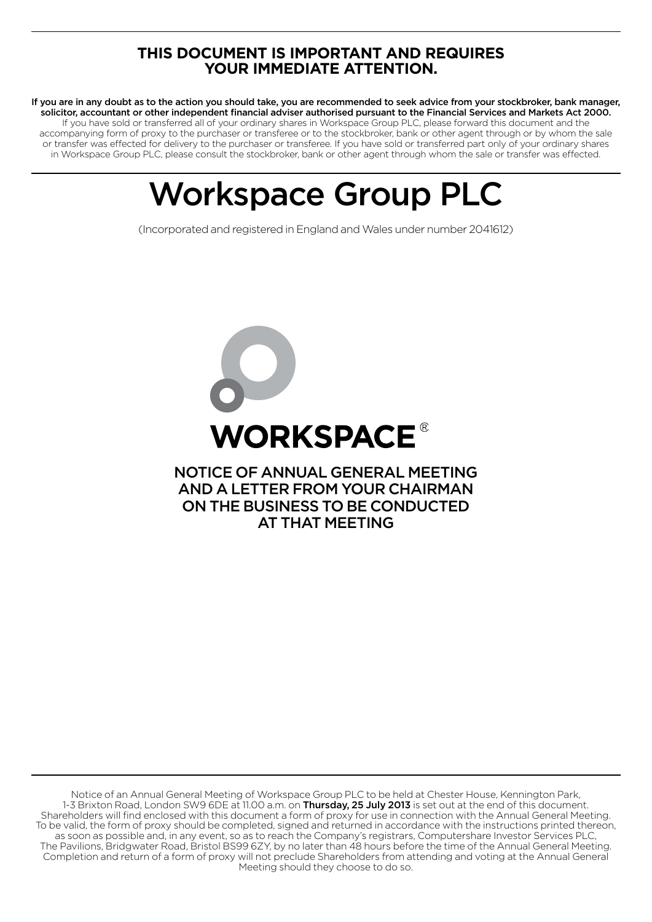**THIS DOCUMENT IS IMPORTANT AND REQUIRES YOUR IMMEDIATE ATTENTION.**

**If you are in any doubt as to the action you should take, you are recommended to seek advice from your stockbroker, bank manager, solicitor, accountant or other independent financial adviser authorised pursuant to the Financial Services and Markets Act 2000.** If you have sold or transferred all of your ordinary shares in Workspace Group PLC, please forward this document and the accompanying form of proxy to the purchaser or transferee or to the stockbroker, bank or other agent through or by whom the sale or transfer was effected for delivery to the purchaser or transferee. If you have sold or transferred part only of your ordinary shares in Workspace Group PLC, please consult the stockbroker, bank or other agent through whom the sale or transfer was effected.

# Workspace Group PLC

(Incorporated and registered in England and Wales under number 2041612)

**WORKSPACE®**

## NOTICE OF ANNUAL GENERAL MEETING AND A LETTER FROM YOUR CHAIRMAN ON THE BUSINESS TO BE CONDUCTED AT THAT MEETING

Notice of an Annual General Meeting of Workspace Group PLC to be held at Chester House, Kennington Park, 1-3 Brixton Road, London SW9 6DE at 11.00 a.m. on **Thursday, 25 July 2013** is set out at the end of this document. Shareholders will find enclosed with this document a form of proxy for use in connection with the Annual General Meeting. To be valid, the form of proxy should be completed, signed and returned in accordance with the instructions printed thereon, as soon as possible and, in any event, so as to reach the Company's registrars, Computershare Investor Services PLC, The Pavilions, Bridgwater Road, Bristol BS99 6ZY, by no later than 48 hours before the time of the Annual General Meeting. Completion and return of a form of proxy will not preclude Shareholders from attending and voting at the Annual General Meeting should they choose to do so.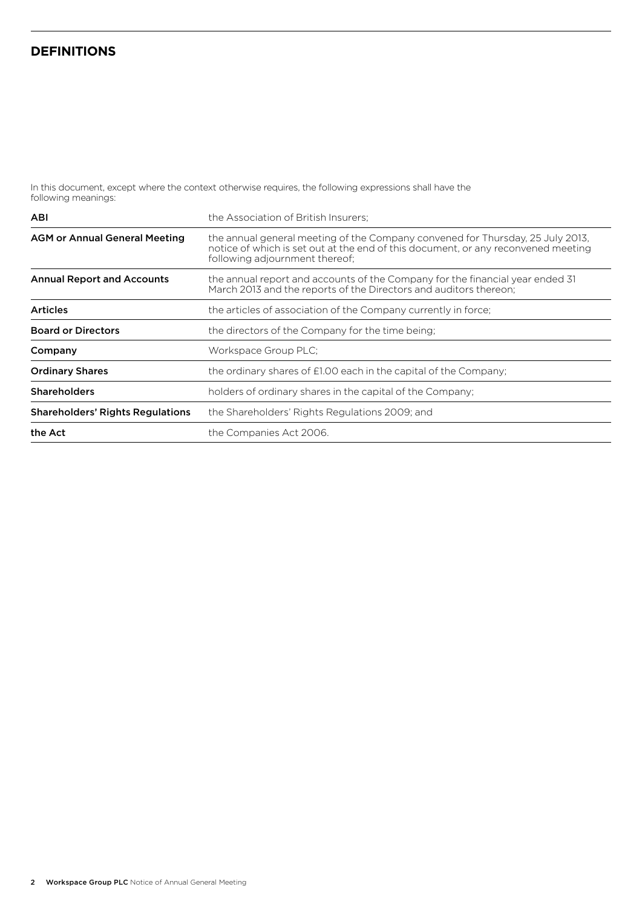# DEFINITIONS

In this document, except where the context otherwise requires, the following expressions shall have the following meanings:

| Term | Meaning |
|---|---|
| **ABI** | the Association of British Insurers; |
| **AGM or Annual General Meeting** | the annual general meeting of the Company convened for Thursday, 25 July 2013, notice of which is set out at the end of this document, or any reconvened meeting following adjournment thereof; |
| **Annual Report and Accounts** | the annual report and accounts of the Company for the financial year ended 31 March 2013 and the reports of the Directors and auditors thereon; |
| **Articles** | the articles of association of the Company currently in force; |
| **Board or Directors** | the directors of the Company for the time being; |
| **Company** | Workspace Group PLC; |
| **Ordinary Shares** | the ordinary shares of £1.00 each in the capital of the Company; |
| **Shareholders** | holders of ordinary shares in the capital of the Company; |
| **Shareholders' Rights Regulations** | the Shareholders' Rights Regulations 2009; and |
| **the Act** | the Companies Act 2006. |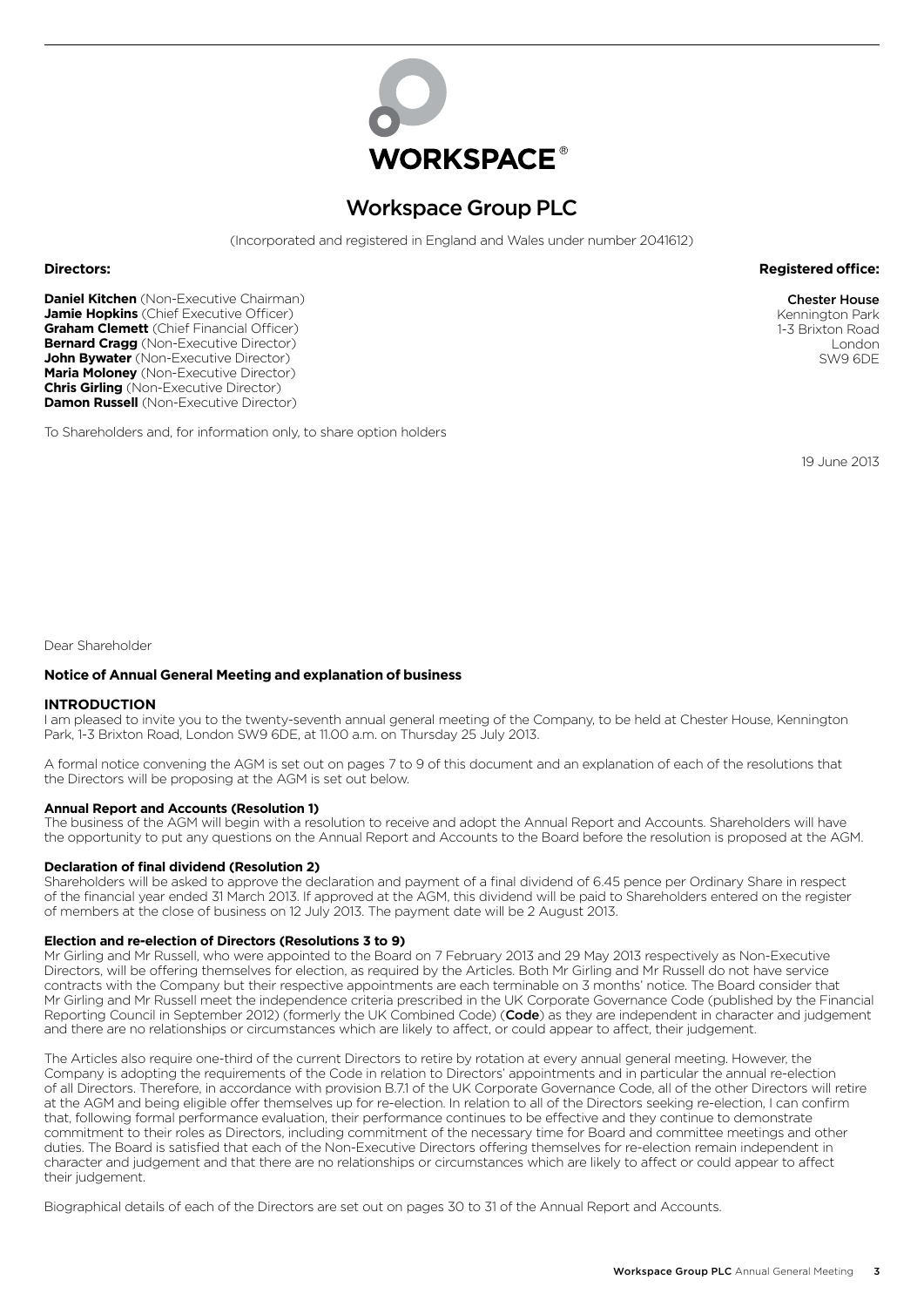**WORKSPACE®**

# Workspace Group PLC

(Incorporated and registered in England and Wales under number 2041612)

**Directors:**

**Daniel Kitchen** (Non-Executive Chairman)
**Jamie Hopkins** (Chief Executive Officer)
**Graham Clemett** (Chief Financial Officer)
**Bernard Cragg** (Non-Executive Director)
**John Bywater** (Non-Executive Director)
**Maria Moloney** (Non-Executive Director)
**Chris Girling** (Non-Executive Director)
**Damon Russell** (Non-Executive Director)

**Registered office:**

Chester House
Kennington Park
1-3 Brixton Road
London
SW9 6DE

To Shareholders and, for information only, to share option holders

19 June 2013

Dear Shareholder

**Notice of Annual General Meeting and explanation of business**

**INTRODUCTION**

I am pleased to invite you to the twenty-seventh annual general meeting of the Company, to be held at Chester House, Kennington Park, 1-3 Brixton Road, London SW9 6DE, at 11.00 a.m. on Thursday 25 July 2013.

A formal notice convening the AGM is set out on pages 7 to 9 of this document and an explanation of each of the resolutions that the Directors will be proposing at the AGM is set out below.

**Annual Report and Accounts (Resolution 1)**

The business of the AGM will begin with a resolution to receive and adopt the Annual Report and Accounts. Shareholders will have the opportunity to put any questions on the Annual Report and Accounts to the Board before the resolution is proposed at the AGM.

**Declaration of final dividend (Resolution 2)**

Shareholders will be asked to approve the declaration and payment of a final dividend of 6.45 pence per Ordinary Share in respect of the financial year ended 31 March 2013. If approved at the AGM, this dividend will be paid to Shareholders entered on the register of members at the close of business on 12 July 2013. The payment date will be 2 August 2013.

**Election and re-election of Directors (Resolutions 3 to 9)**

Mr Girling and Mr Russell, who were appointed to the Board on 7 February 2013 and 29 May 2013 respectively as Non-Executive Directors, will be offering themselves for election, as required by the Articles. Both Mr Girling and Mr Russell do not have service contracts with the Company but their respective appointments are each terminable on 3 months' notice. The Board consider that Mr Girling and Mr Russell meet the independence criteria prescribed in the UK Corporate Governance Code (published by the Financial Reporting Council in September 2012) (formerly the UK Combined Code) (**Code**) as they are independent in character and judgement and there are no relationships or circumstances which are likely to affect, or could appear to affect, their judgement.

The Articles also require one-third of the current Directors to retire by rotation at every annual general meeting. However, the Company is adopting the requirements of the Code in relation to Directors' appointments and in particular the annual re-election of all Directors. Therefore, in accordance with provision B.7.1 of the UK Corporate Governance Code, all of the other Directors will retire at the AGM and being eligible offer themselves up for re-election. In relation to all of the Directors seeking re-election, I can confirm that, following formal performance evaluation, their performance continues to be effective and they continue to demonstrate commitment to their roles as Directors, including commitment of the necessary time for Board and committee meetings and other duties. The Board is satisfied that each of the Non-Executive Directors offering themselves for re-election remain independent in character and judgement and that there are no relationships or circumstances which are likely to affect or could appear to affect their judgement.

Biographical details of each of the Directors are set out on pages 30 to 31 of the Annual Report and Accounts.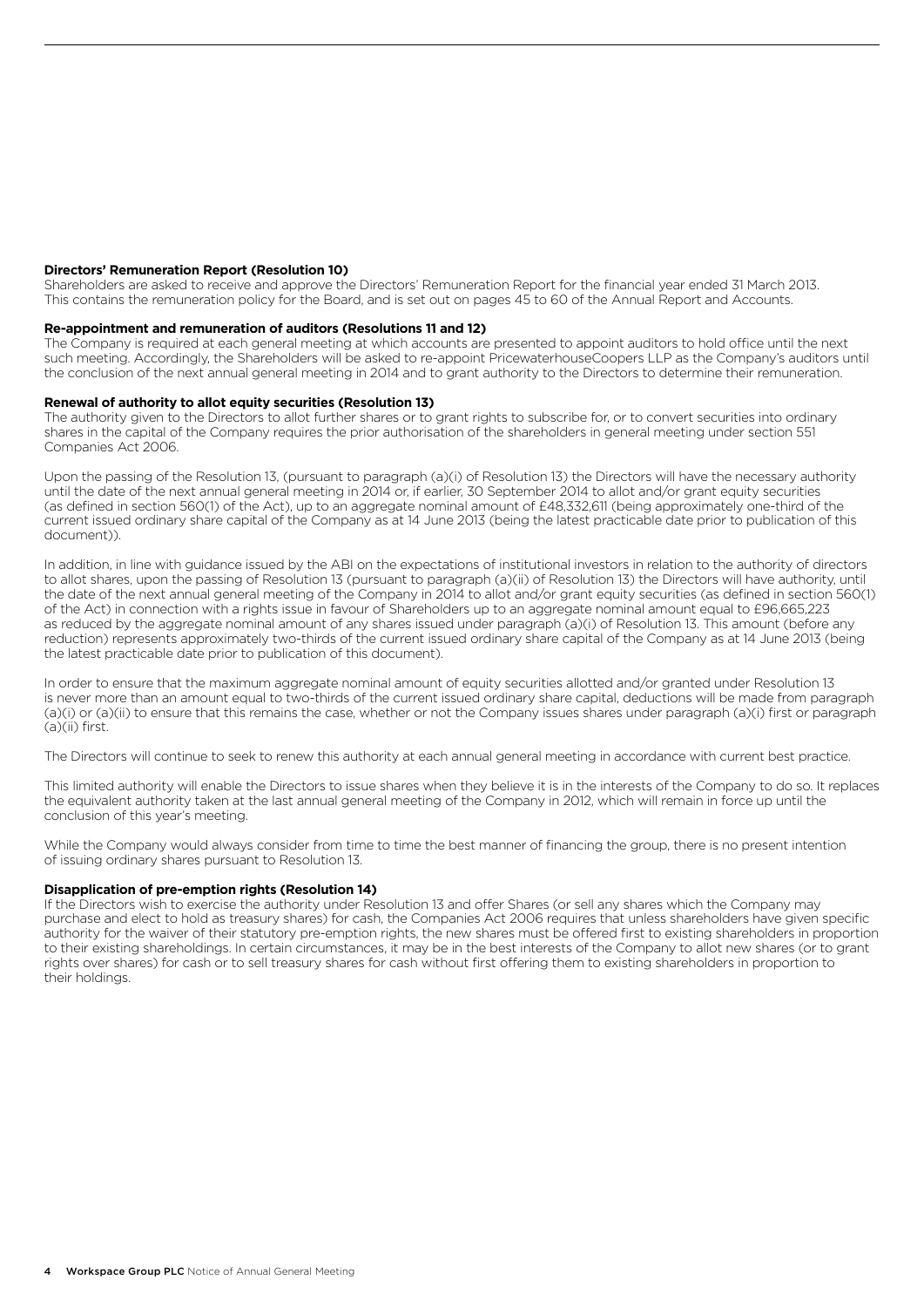**Directors' Remuneration Report (Resolution 10)**

Shareholders are asked to receive and approve the Directors' Remuneration Report for the financial year ended 31 March 2013. This contains the remuneration policy for the Board, and is set out on pages 45 to 60 of the Annual Report and Accounts.

**Re-appointment and remuneration of auditors (Resolutions 11 and 12)**

The Company is required at each general meeting at which accounts are presented to appoint auditors to hold office until the next such meeting. Accordingly, the Shareholders will be asked to re-appoint PricewaterhouseCoopers LLP as the Company's auditors until the conclusion of the next annual general meeting in 2014 and to grant authority to the Directors to determine their remuneration.

**Renewal of authority to allot equity securities (Resolution 13)**

The authority given to the Directors to allot further shares or to grant rights to subscribe for, or to convert securities into ordinary shares in the capital of the Company requires the prior authorisation of the shareholders in general meeting under section 551 Companies Act 2006.

Upon the passing of the Resolution 13, (pursuant to paragraph (a)(i) of Resolution 13) the Directors will have the necessary authority until the date of the next annual general meeting in 2014 or, if earlier, 30 September 2014 to allot and/or grant equity securities (as defined in section 560(1) of the Act), up to an aggregate nominal amount of £48,332,611 (being approximately one-third of the current issued ordinary share capital of the Company as at 14 June 2013 (being the latest practicable date prior to publication of this document)).

In addition, in line with guidance issued by the ABI on the expectations of institutional investors in relation to the authority of directors to allot shares, upon the passing of Resolution 13 (pursuant to paragraph (a)(ii) of Resolution 13) the Directors will have authority, until the date of the next annual general meeting of the Company in 2014 to allot and/or grant equity securities (as defined in section 560(1) of the Act) in connection with a rights issue in favour of Shareholders up to an aggregate nominal amount equal to £96,665,223 as reduced by the aggregate nominal amount of any shares issued under paragraph (a)(i) of Resolution 13. This amount (before any reduction) represents approximately two-thirds of the current issued ordinary share capital of the Company as at 14 June 2013 (being the latest practicable date prior to publication of this document).

In order to ensure that the maximum aggregate nominal amount of equity securities allotted and/or granted under Resolution 13 is never more than an amount equal to two-thirds of the current issued ordinary share capital, deductions will be made from paragraph (a)(i) or (a)(ii) to ensure that this remains the case, whether or not the Company issues shares under paragraph (a)(i) first or paragraph (a)(ii) first.

The Directors will continue to seek to renew this authority at each annual general meeting in accordance with current best practice.

This limited authority will enable the Directors to issue shares when they believe it is in the interests of the Company to do so. It replaces the equivalent authority taken at the last annual general meeting of the Company in 2012, which will remain in force up until the conclusion of this year's meeting.

While the Company would always consider from time to time the best manner of financing the group, there is no present intention of issuing ordinary shares pursuant to Resolution 13.

**Disapplication of pre-emption rights (Resolution 14)**

If the Directors wish to exercise the authority under Resolution 13 and offer Shares (or sell any shares which the Company may purchase and elect to hold as treasury shares) for cash, the Companies Act 2006 requires that unless shareholders have given specific authority for the waiver of their statutory pre-emption rights, the new shares must be offered first to existing shareholders in proportion to their existing shareholdings. In certain circumstances, it may be in the best interests of the Company to allot new shares (or to grant rights over shares) for cash or to sell treasury shares for cash without first offering them to existing shareholders in proportion to their holdings.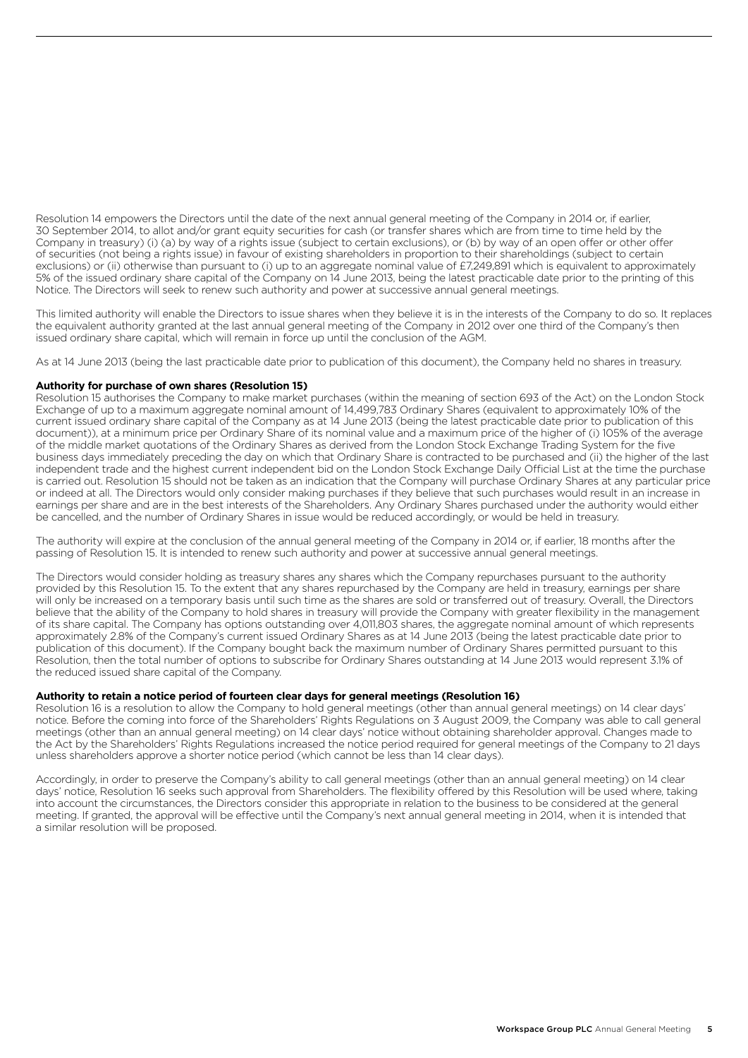Resolution 14 empowers the Directors until the date of the next annual general meeting of the Company in 2014 or, if earlier, 30 September 2014, to allot and/or grant equity securities for cash (or transfer shares which are from time to time held by the Company in treasury) (i) (a) by way of a rights issue (subject to certain exclusions), or (b) by way of an open offer or other offer of securities (not being a rights issue) in favour of existing shareholders in proportion to their shareholdings (subject to certain exclusions) or (ii) otherwise than pursuant to (i) up to an aggregate nominal value of £7,249,891 which is equivalent to approximately 5% of the issued ordinary share capital of the Company on 14 June 2013, being the latest practicable date prior to the printing of this Notice. The Directors will seek to renew such authority and power at successive annual general meetings.

This limited authority will enable the Directors to issue shares when they believe it is in the interests of the Company to do so. It replaces the equivalent authority granted at the last annual general meeting of the Company in 2012 over one third of the Company's then issued ordinary share capital, which will remain in force up until the conclusion of the AGM.

As at 14 June 2013 (being the last practicable date prior to publication of this document), the Company held no shares in treasury.

**Authority for purchase of own shares (Resolution 15)**

Resolution 15 authorises the Company to make market purchases (within the meaning of section 693 of the Act) on the London Stock Exchange of up to a maximum aggregate nominal amount of 14,499,783 Ordinary Shares (equivalent to approximately 10% of the current issued ordinary share capital of the Company as at 14 June 2013 (being the latest practicable date prior to publication of this document)), at a minimum price per Ordinary Share of its nominal value and a maximum price of the higher of (i) 105% of the average of the middle market quotations of the Ordinary Shares as derived from the London Stock Exchange Trading System for the five business days immediately preceding the day on which that Ordinary Share is contracted to be purchased and (ii) the higher of the last independent trade and the highest current independent bid on the London Stock Exchange Daily Official List at the time the purchase is carried out. Resolution 15 should not be taken as an indication that the Company will purchase Ordinary Shares at any particular price or indeed at all. The Directors would only consider making purchases if they believe that such purchases would result in an increase in earnings per share and are in the best interests of the Shareholders. Any Ordinary Shares purchased under the authority would either be cancelled, and the number of Ordinary Shares in issue would be reduced accordingly, or would be held in treasury.

The authority will expire at the conclusion of the annual general meeting of the Company in 2014 or, if earlier, 18 months after the passing of Resolution 15. It is intended to renew such authority and power at successive annual general meetings.

The Directors would consider holding as treasury shares any shares which the Company repurchases pursuant to the authority provided by this Resolution 15. To the extent that any shares repurchased by the Company are held in treasury, earnings per share will only be increased on a temporary basis until such time as the shares are sold or transferred out of treasury. Overall, the Directors believe that the ability of the Company to hold shares in treasury will provide the Company with greater flexibility in the management of its share capital. The Company has options outstanding over 4,011,803 shares, the aggregate nominal amount of which represents approximately 2.8% of the Company's current issued Ordinary Shares as at 14 June 2013 (being the latest practicable date prior to publication of this document). If the Company bought back the maximum number of Ordinary Shares permitted pursuant to this Resolution, then the total number of options to subscribe for Ordinary Shares outstanding at 14 June 2013 would represent 3.1% of the reduced issued share capital of the Company.

**Authority to retain a notice period of fourteen clear days for general meetings (Resolution 16)**

Resolution 16 is a resolution to allow the Company to hold general meetings (other than annual general meetings) on 14 clear days' notice. Before the coming into force of the Shareholders' Rights Regulations on 3 August 2009, the Company was able to call general meetings (other than an annual general meeting) on 14 clear days' notice without obtaining shareholder approval. Changes made to the Act by the Shareholders' Rights Regulations increased the notice period required for general meetings of the Company to 21 days unless shareholders approve a shorter notice period (which cannot be less than 14 clear days).

Accordingly, in order to preserve the Company's ability to call general meetings (other than an annual general meeting) on 14 clear days' notice, Resolution 16 seeks such approval from Shareholders. The flexibility offered by this Resolution will be used where, taking into account the circumstances, the Directors consider this appropriate in relation to the business to be considered at the general meeting. If granted, the approval will be effective until the Company's next annual general meeting in 2014, when it is intended that a similar resolution will be proposed.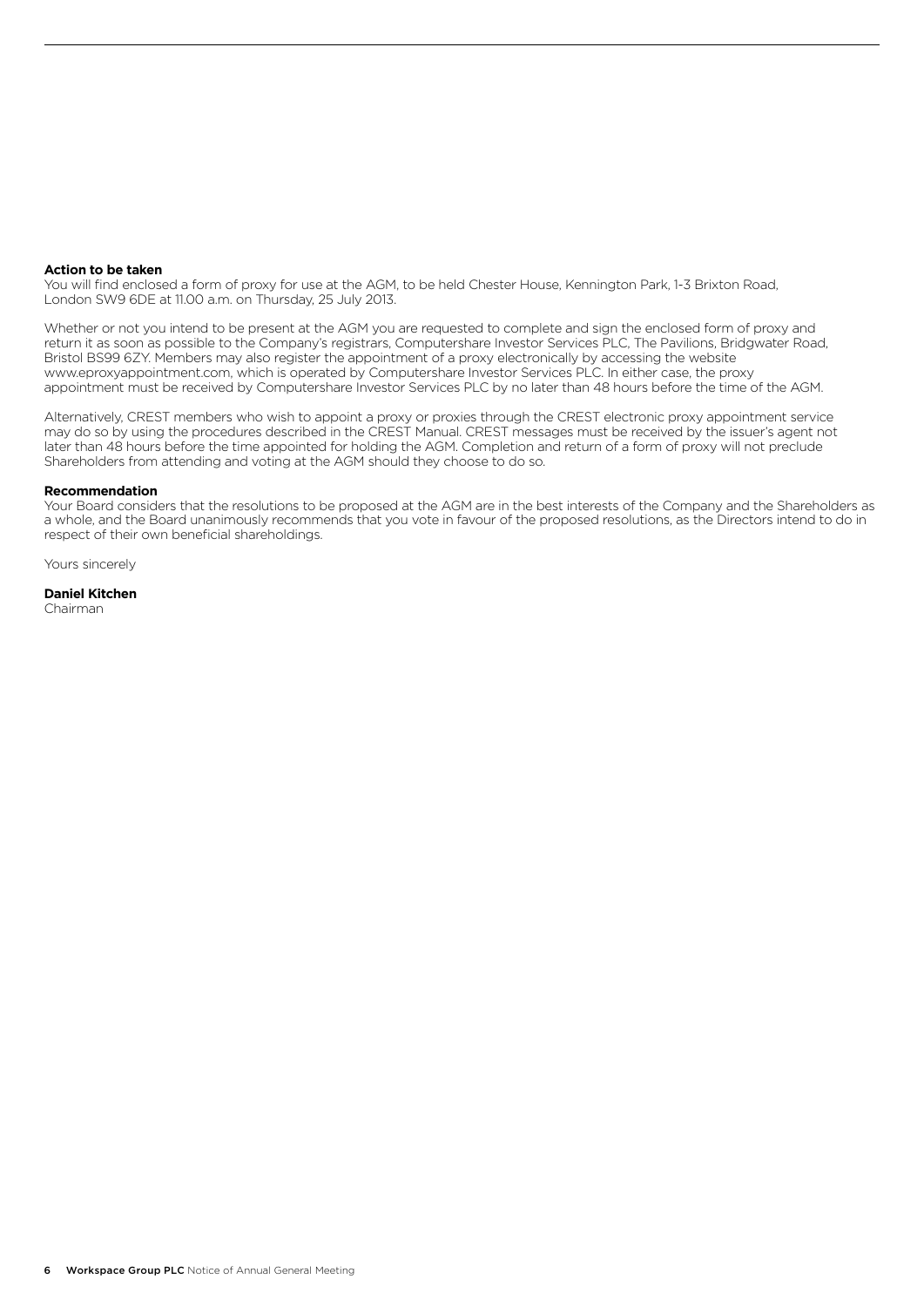**Action to be taken**

You will find enclosed a form of proxy for use at the AGM, to be held Chester House, Kennington Park, 1-3 Brixton Road, London SW9 6DE at 11.00 a.m. on Thursday, 25 July 2013.

Whether or not you intend to be present at the AGM you are requested to complete and sign the enclosed form of proxy and return it as soon as possible to the Company's registrars, Computershare Investor Services PLC, The Pavilions, Bridgwater Road, Bristol BS99 6ZY. Members may also register the appointment of a proxy electronically by accessing the website www.eproxyappointment.com, which is operated by Computershare Investor Services PLC. In either case, the proxy appointment must be received by Computershare Investor Services PLC by no later than 48 hours before the time of the AGM.

Alternatively, CREST members who wish to appoint a proxy or proxies through the CREST electronic proxy appointment service may do so by using the procedures described in the CREST Manual. CREST messages must be received by the issuer's agent not later than 48 hours before the time appointed for holding the AGM. Completion and return of a form of proxy will not preclude Shareholders from attending and voting at the AGM should they choose to do so.

**Recommendation**

Your Board considers that the resolutions to be proposed at the AGM are in the best interests of the Company and the Shareholders as a whole, and the Board unanimously recommends that you vote in favour of the proposed resolutions, as the Directors intend to do in respect of their own beneficial shareholdings.

Yours sincerely

**Daniel Kitchen**
Chairman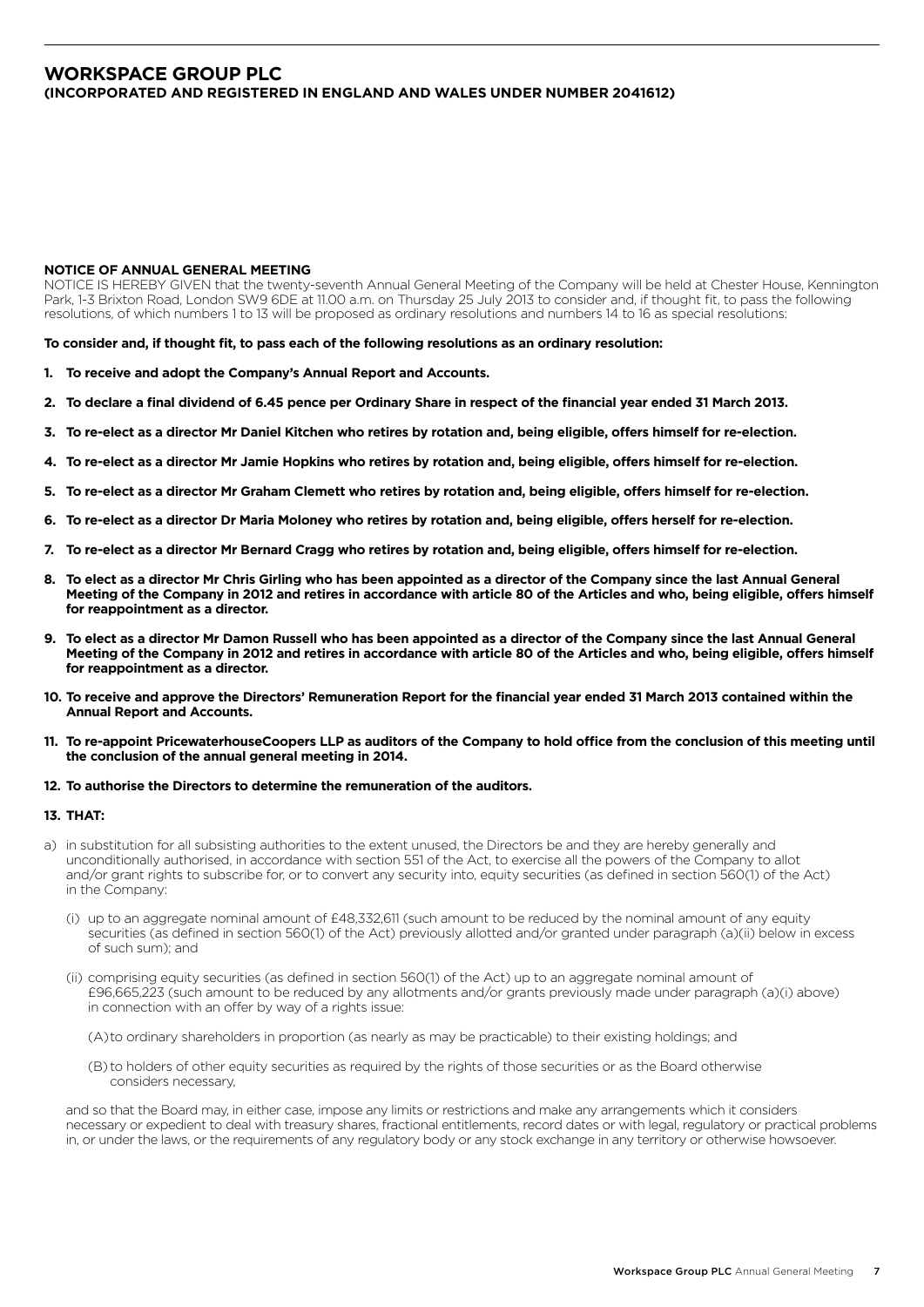# WORKSPACE GROUP PLC
**(INCORPORATED AND REGISTERED IN ENGLAND AND WALES UNDER NUMBER 2041612)**

**NOTICE OF ANNUAL GENERAL MEETING**

NOTICE IS HEREBY GIVEN that the twenty-seventh Annual General Meeting of the Company will be held at Chester House, Kennington Park, 1-3 Brixton Road, London SW9 6DE at 11.00 a.m. on Thursday 25 July 2013 to consider and, if thought fit, to pass the following resolutions, of which numbers 1 to 13 will be proposed as ordinary resolutions and numbers 14 to 16 as special resolutions:

**To consider and, if thought fit, to pass each of the following resolutions as an ordinary resolution:**

1. **To receive and adopt the Company's Annual Report and Accounts.**
2. **To declare a final dividend of 6.45 pence per Ordinary Share in respect of the financial year ended 31 March 2013.**
3. **To re-elect as a director Mr Daniel Kitchen who retires by rotation and, being eligible, offers himself for re-election.**
4. **To re-elect as a director Mr Jamie Hopkins who retires by rotation and, being eligible, offers himself for re-election.**
5. **To re-elect as a director Mr Graham Clemett who retires by rotation and, being eligible, offers himself for re-election.**
6. **To re-elect as a director Dr Maria Moloney who retires by rotation and, being eligible, offers herself for re-election.**
7. **To re-elect as a director Mr Bernard Cragg who retires by rotation and, being eligible, offers himself for re-election.**
8. **To elect as a director Mr Chris Girling who has been appointed as a director of the Company since the last Annual General Meeting of the Company in 2012 and retires in accordance with article 80 of the Articles and who, being eligible, offers himself for reappointment as a director.**
9. **To elect as a director Mr Damon Russell who has been appointed as a director of the Company since the last Annual General Meeting of the Company in 2012 and retires in accordance with article 80 of the Articles and who, being eligible, offers himself for reappointment as a director.**
10. **To receive and approve the Directors' Remuneration Report for the financial year ended 31 March 2013 contained within the Annual Report and Accounts.**
11. **To re-appoint PricewaterhouseCoopers LLP as auditors of the Company to hold office from the conclusion of this meeting until the conclusion of the annual general meeting in 2014.**
12. **To authorise the Directors to determine the remuneration of the auditors.**
13. **THAT:**

a) in substitution for all subsisting authorities to the extent unused, the Directors be and they are hereby generally and unconditionally authorised, in accordance with section 551 of the Act, to exercise all the powers of the Company to allot and/or grant rights to subscribe for, or to convert any security into, equity securities (as defined in section 560(1) of the Act) in the Company:

   (i) up to an aggregate nominal amount of £48,332,611 (such amount to be reduced by the nominal amount of any equity securities (as defined in section 560(1) of the Act) previously allotted and/or granted under paragraph (a)(ii) below in excess of such sum); and

   (ii) comprising equity securities (as defined in section 560(1) of the Act) up to an aggregate nominal amount of £96,665,223 (such amount to be reduced by any allotments and/or grants previously made under paragraph (a)(i) above) in connection with an offer by way of a rights issue:

      (A) to ordinary shareholders in proportion (as nearly as may be practicable) to their existing holdings; and

      (B) to holders of other equity securities as required by the rights of those securities or as the Board otherwise considers necessary,

   and so that the Board may, in either case, impose any limits or restrictions and make any arrangements which it considers necessary or expedient to deal with treasury shares, fractional entitlements, record dates or with legal, regulatory or practical problems in, or under the laws, or the requirements of any regulatory body or any stock exchange in any territory or otherwise howsoever.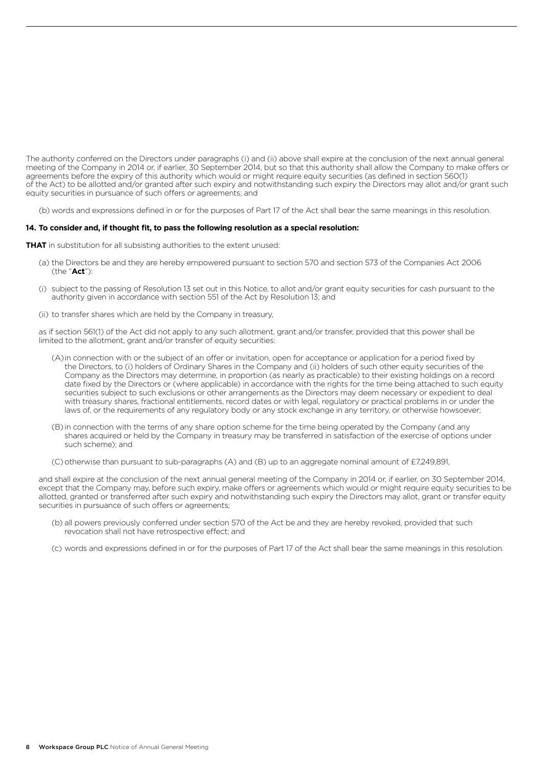The authority conferred on the Directors under paragraphs (i) and (ii) above shall expire at the conclusion of the next annual general meeting of the Company in 2014 or, if earlier, 30 September 2014, but so that this authority shall allow the Company to make offers or agreements before the expiry of this authority which would or might require equity securities (as defined in section 560(1) of the Act) to be allotted and/or granted after such expiry and notwithstanding such expiry the Directors may allot and/or grant such equity securities in pursuance of such offers or agreements; and

(b) words and expressions defined in or for the purposes of Part 17 of the Act shall bear the same meanings in this resolution.

**14. To consider and, if thought fit, to pass the following resolution as a special resolution:**

**THAT** in substitution for all subsisting authorities to the extent unused:

(a) the Directors be and they are hereby empowered pursuant to section 570 and section 573 of the Companies Act 2006 (the "**Act**"):

(i) subject to the passing of Resolution 13 set out in this Notice, to allot and/or grant equity securities for cash pursuant to the authority given in accordance with section 551 of the Act by Resolution 13; and

(ii) to transfer shares which are held by the Company in treasury,

as if section 561(1) of the Act did not apply to any such allotment, grant and/or transfer, provided that this power shall be limited to the allotment, grant and/or transfer of equity securities:

(A) in connection with or the subject of an offer or invitation, open for acceptance or application for a period fixed by the Directors, to (i) holders of Ordinary Shares in the Company and (ii) holders of such other equity securities of the Company as the Directors may determine, in proportion (as nearly as practicable) to their existing holdings on a record date fixed by the Directors or (where applicable) in accordance with the rights for the time being attached to such equity securities subject to such exclusions or other arrangements as the Directors may deem necessary or expedient to deal with treasury shares, fractional entitlements, record dates or with legal, regulatory or practical problems in or under the laws of, or the requirements of any regulatory body or any stock exchange in any territory, or otherwise howsoever;

(B) in connection with the terms of any share option scheme for the time being operated by the Company (and any shares acquired or held by the Company in treasury may be transferred in satisfaction of the exercise of options under such scheme); and

(C) otherwise than pursuant to sub-paragraphs (A) and (B) up to an aggregate nominal amount of £7,249,891,

and shall expire at the conclusion of the next annual general meeting of the Company in 2014 or, if earlier, on 30 September 2014, except that the Company may, before such expiry, make offers or agreements which would or might require equity securities to be allotted, granted or transferred after such expiry and notwithstanding such expiry the Directors may allot, grant or transfer equity securities in pursuance of such offers or agreements;

(b) all powers previously conferred under section 570 of the Act be and they are hereby revoked, provided that such revocation shall not have retrospective effect; and

(c) words and expressions defined in or for the purposes of Part 17 of the Act shall bear the same meanings in this resolution.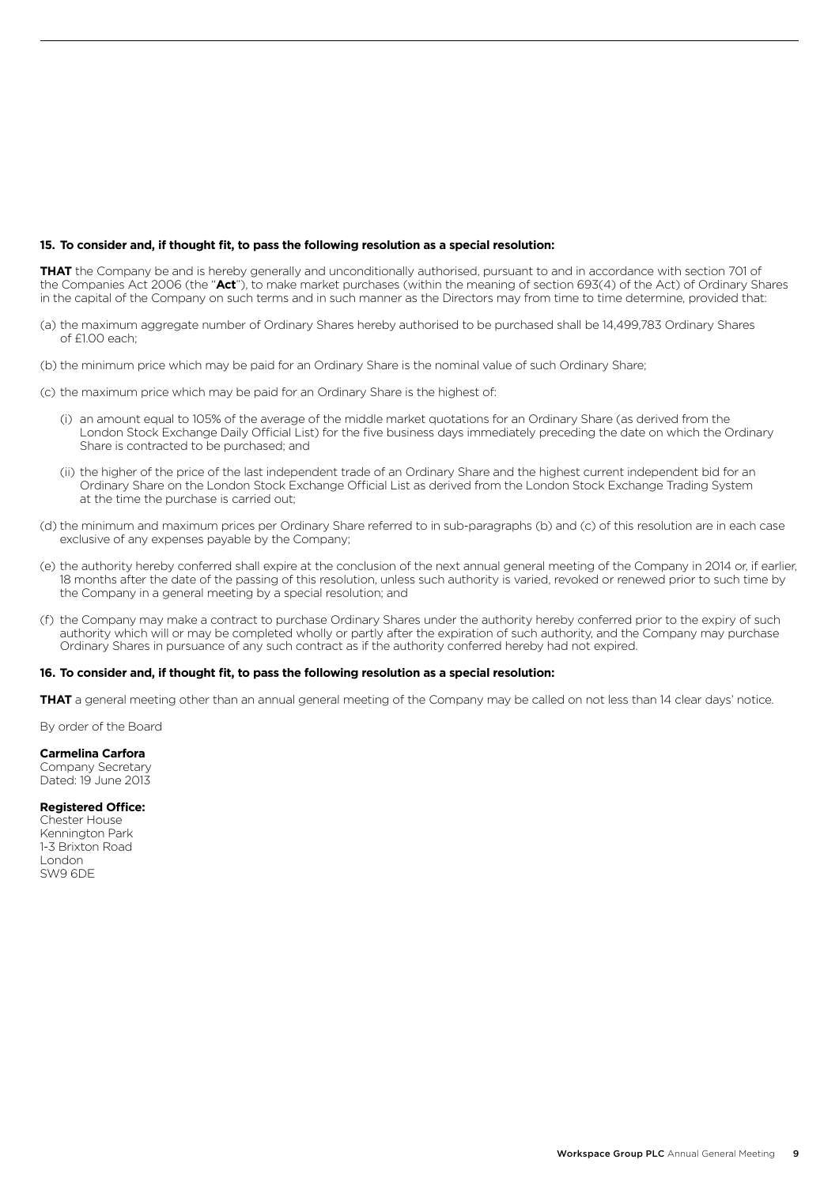**15. To consider and, if thought fit, to pass the following resolution as a special resolution:**

**THAT** the Company be and is hereby generally and unconditionally authorised, pursuant to and in accordance with section 701 of the Companies Act 2006 (the "**Act**"), to make market purchases (within the meaning of section 693(4) of the Act) of Ordinary Shares in the capital of the Company on such terms and in such manner as the Directors may from time to time determine, provided that:

(a) the maximum aggregate number of Ordinary Shares hereby authorised to be purchased shall be 14,499,783 Ordinary Shares of £1.00 each;

(b) the minimum price which may be paid for an Ordinary Share is the nominal value of such Ordinary Share;

(c) the maximum price which may be paid for an Ordinary Share is the highest of:

(i) an amount equal to 105% of the average of the middle market quotations for an Ordinary Share (as derived from the London Stock Exchange Daily Official List) for the five business days immediately preceding the date on which the Ordinary Share is contracted to be purchased; and

(ii) the higher of the price of the last independent trade of an Ordinary Share and the highest current independent bid for an Ordinary Share on the London Stock Exchange Official List as derived from the London Stock Exchange Trading System at the time the purchase is carried out;

(d) the minimum and maximum prices per Ordinary Share referred to in sub-paragraphs (b) and (c) of this resolution are in each case exclusive of any expenses payable by the Company;

(e) the authority hereby conferred shall expire at the conclusion of the next annual general meeting of the Company in 2014 or, if earlier, 18 months after the date of the passing of this resolution, unless such authority is varied, revoked or renewed prior to such time by the Company in a general meeting by a special resolution; and

(f) the Company may make a contract to purchase Ordinary Shares under the authority hereby conferred prior to the expiry of such authority which will or may be completed wholly or partly after the expiration of such authority, and the Company may purchase Ordinary Shares in pursuance of any such contract as if the authority conferred hereby had not expired.

**16. To consider and, if thought fit, to pass the following resolution as a special resolution:**

**THAT** a general meeting other than an annual general meeting of the Company may be called on not less than 14 clear days' notice.

By order of the Board

**Carmelina Carfora**
Company Secretary
Dated: 19 June 2013

**Registered Office:**
Chester House
Kennington Park
1-3 Brixton Road
London
SW9 6DE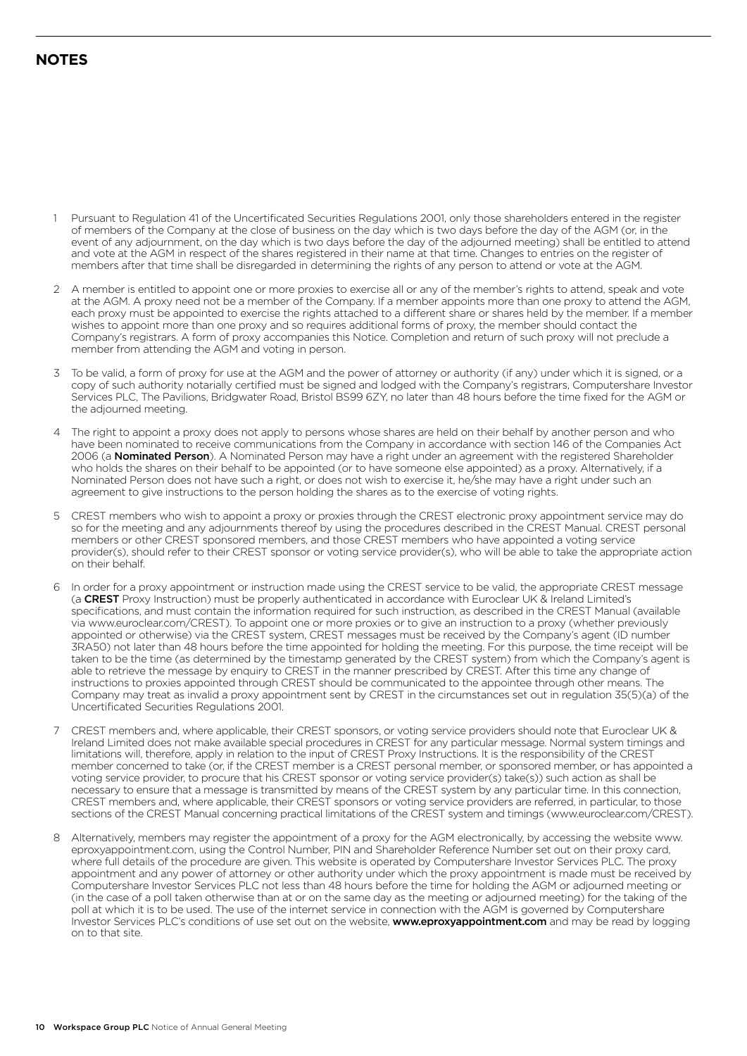## NOTES

1. Pursuant to Regulation 41 of the Uncertificated Securities Regulations 2001, only those shareholders entered in the register of members of the Company at the close of business on the day which is two days before the day of the AGM (or, in the event of any adjournment, on the day which is two days before the day of the adjourned meeting) shall be entitled to attend and vote at the AGM in respect of the shares registered in their name at that time. Changes to entries on the register of members after that time shall be disregarded in determining the rights of any person to attend or vote at the AGM.

2. A member is entitled to appoint one or more proxies to exercise all or any of the member's rights to attend, speak and vote at the AGM. A proxy need not be a member of the Company. If a member appoints more than one proxy to attend the AGM, each proxy must be appointed to exercise the rights attached to a different share or shares held by the member. If a member wishes to appoint more than one proxy and so requires additional forms of proxy, the member should contact the Company's registrars. A form of proxy accompanies this Notice. Completion and return of such proxy will not preclude a member from attending the AGM and voting in person.

3. To be valid, a form of proxy for use at the AGM and the power of attorney or authority (if any) under which it is signed, or a copy of such authority notarially certified must be signed and lodged with the Company's registrars, Computershare Investor Services PLC, The Pavilions, Bridgwater Road, Bristol BS99 6ZY, no later than 48 hours before the time fixed for the AGM or the adjourned meeting.

4. The right to appoint a proxy does not apply to persons whose shares are held on their behalf by another person and who have been nominated to receive communications from the Company in accordance with section 146 of the Companies Act 2006 (a **Nominated Person**). A Nominated Person may have a right under an agreement with the registered Shareholder who holds the shares on their behalf to be appointed (or to have someone else appointed) as a proxy. Alternatively, if a Nominated Person does not have such a right, or does not wish to exercise it, he/she may have a right under such an agreement to give instructions to the person holding the shares as to the exercise of voting rights.

5. CREST members who wish to appoint a proxy or proxies through the CREST electronic proxy appointment service may do so for the meeting and any adjournments thereof by using the procedures described in the CREST Manual. CREST personal members or other CREST sponsored members, and those CREST members who have appointed a voting service provider(s), should refer to their CREST sponsor or voting service provider(s), who will be able to take the appropriate action on their behalf.

6. In order for a proxy appointment or instruction made using the CREST service to be valid, the appropriate CREST message (a **CREST** Proxy Instruction) must be properly authenticated in accordance with Euroclear UK & Ireland Limited's specifications, and must contain the information required for such instruction, as described in the CREST Manual (available via www.euroclear.com/CREST). To appoint one or more proxies or to give an instruction to a proxy (whether previously appointed or otherwise) via the CREST system, CREST messages must be received by the Company's agent (ID number 3RA50) not later than 48 hours before the time appointed for holding the meeting. For this purpose, the time receipt will be taken to be the time (as determined by the timestamp generated by the CREST system) from which the Company's agent is able to retrieve the message by enquiry to CREST in the manner prescribed by CREST. After this time any change of instructions to proxies appointed through CREST should be communicated to the appointee through other means. The Company may treat as invalid a proxy appointment sent by CREST in the circumstances set out in regulation 35(5)(a) of the Uncertificated Securities Regulations 2001.

7. CREST members and, where applicable, their CREST sponsors, or voting service providers should note that Euroclear UK & Ireland Limited does not make available special procedures in CREST for any particular message. Normal system timings and limitations will, therefore, apply in relation to the input of CREST Proxy Instructions. It is the responsibility of the CREST member concerned to take (or, if the CREST member is a CREST personal member, or sponsored member, or has appointed a voting service provider, to procure that his CREST sponsor or voting service provider(s) take(s)) such action as shall be necessary to ensure that a message is transmitted by means of the CREST system by any particular time. In this connection, CREST members and, where applicable, their CREST sponsors or voting service providers are referred, in particular, to those sections of the CREST Manual concerning practical limitations of the CREST system and timings (www.euroclear.com/CREST).

8. Alternatively, members may register the appointment of a proxy for the AGM electronically, by accessing the website www.eproxyappointment.com, using the Control Number, PIN and Shareholder Reference Number set out on their proxy card, where full details of the procedure are given. This website is operated by Computershare Investor Services PLC. The proxy appointment and any power of attorney or other authority under which the proxy appointment is made must be received by Computershare Investor Services PLC not less than 48 hours before the time for holding the AGM or adjourned meeting or (in the case of a poll taken otherwise than at or on the same day as the meeting or adjourned meeting) for the taking of the poll at which it is to be used. The use of the internet service in connection with the AGM is governed by Computershare Investor Services PLC's conditions of use set out on the website, **www.eproxyappointment.com** and may be read by logging on to that site.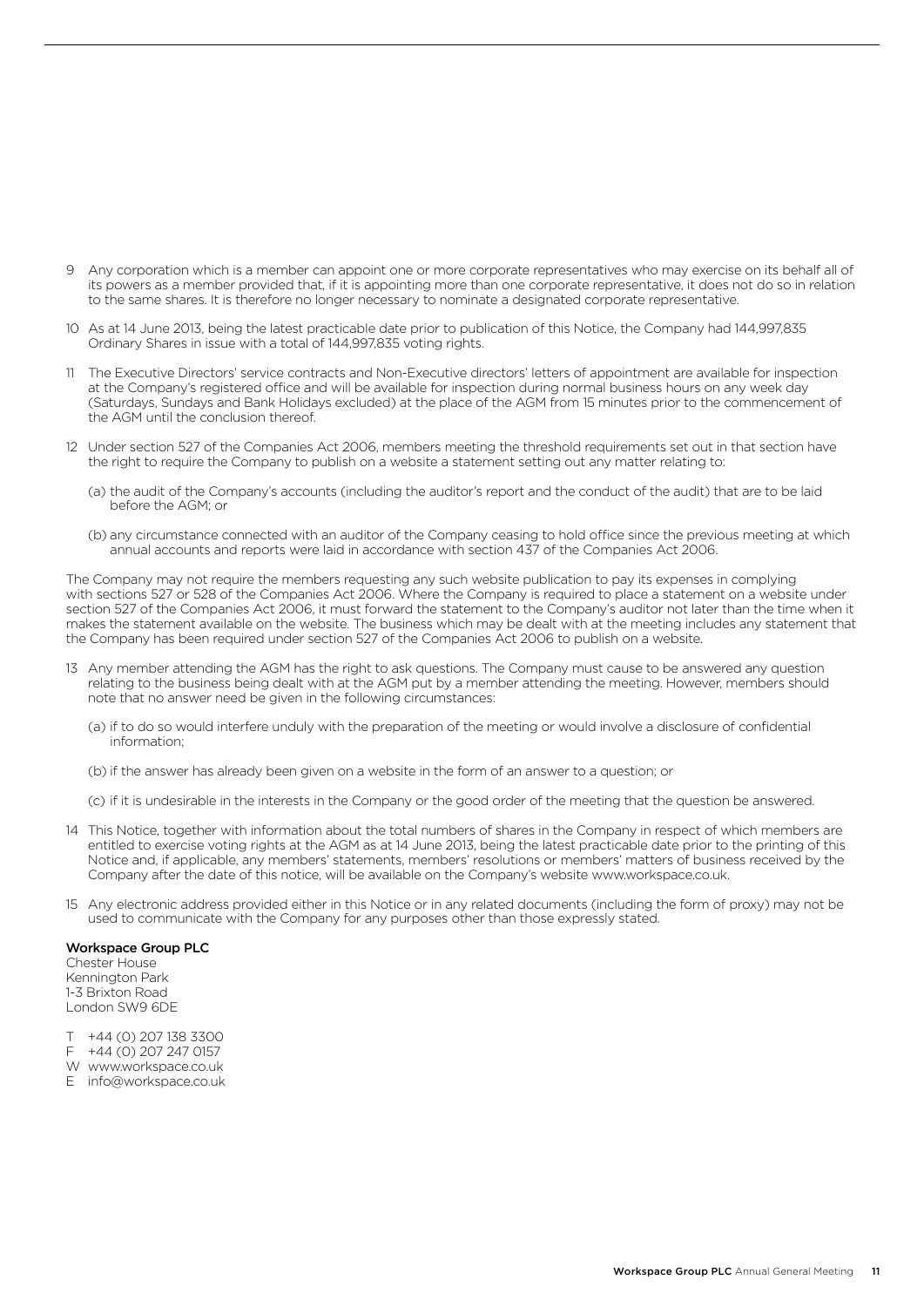9 Any corporation which is a member can appoint one or more corporate representatives who may exercise on its behalf all of its powers as a member provided that, if it is appointing more than one corporate representative, it does not do so in relation to the same shares. It is therefore no longer necessary to nominate a designated corporate representative.

10 As at 14 June 2013, being the latest practicable date prior to publication of this Notice, the Company had 144,997,835 Ordinary Shares in issue with a total of 144,997,835 voting rights.

11 The Executive Directors' service contracts and Non-Executive directors' letters of appointment are available for inspection at the Company's registered office and will be available for inspection during normal business hours on any week day (Saturdays, Sundays and Bank Holidays excluded) at the place of the AGM from 15 minutes prior to the commencement of the AGM until the conclusion thereof.

12 Under section 527 of the Companies Act 2006, members meeting the threshold requirements set out in that section have the right to require the Company to publish on a website a statement setting out any matter relating to:

(a) the audit of the Company's accounts (including the auditor's report and the conduct of the audit) that are to be laid before the AGM; or

(b) any circumstance connected with an auditor of the Company ceasing to hold office since the previous meeting at which annual accounts and reports were laid in accordance with section 437 of the Companies Act 2006.

The Company may not require the members requesting any such website publication to pay its expenses in complying with sections 527 or 528 of the Companies Act 2006. Where the Company is required to place a statement on a website under section 527 of the Companies Act 2006, it must forward the statement to the Company's auditor not later than the time when it makes the statement available on the website. The business which may be dealt with at the meeting includes any statement that the Company has been required under section 527 of the Companies Act 2006 to publish on a website.

13 Any member attending the AGM has the right to ask questions. The Company must cause to be answered any question relating to the business being dealt with at the AGM put by a member attending the meeting. However, members should note that no answer need be given in the following circumstances:

(a) if to do so would interfere unduly with the preparation of the meeting or would involve a disclosure of confidential information;

(b) if the answer has already been given on a website in the form of an answer to a question; or

(c) if it is undesirable in the interests in the Company or the good order of the meeting that the question be answered.

14 This Notice, together with information about the total numbers of shares in the Company in respect of which members are entitled to exercise voting rights at the AGM as at 14 June 2013, being the latest practicable date prior to the printing of this Notice and, if applicable, any members' statements, members' resolutions or members' matters of business received by the Company after the date of this notice, will be available on the Company's website www.workspace.co.uk.

15 Any electronic address provided either in this Notice or in any related documents (including the form of proxy) may not be used to communicate with the Company for any purposes other than those expressly stated.

**Workspace Group PLC**
Chester House
Kennington Park
1-3 Brixton Road
London SW9 6DE

T +44 (0) 207 138 3300
F +44 (0) 207 247 0157
W www.workspace.co.uk
E info@workspace.co.uk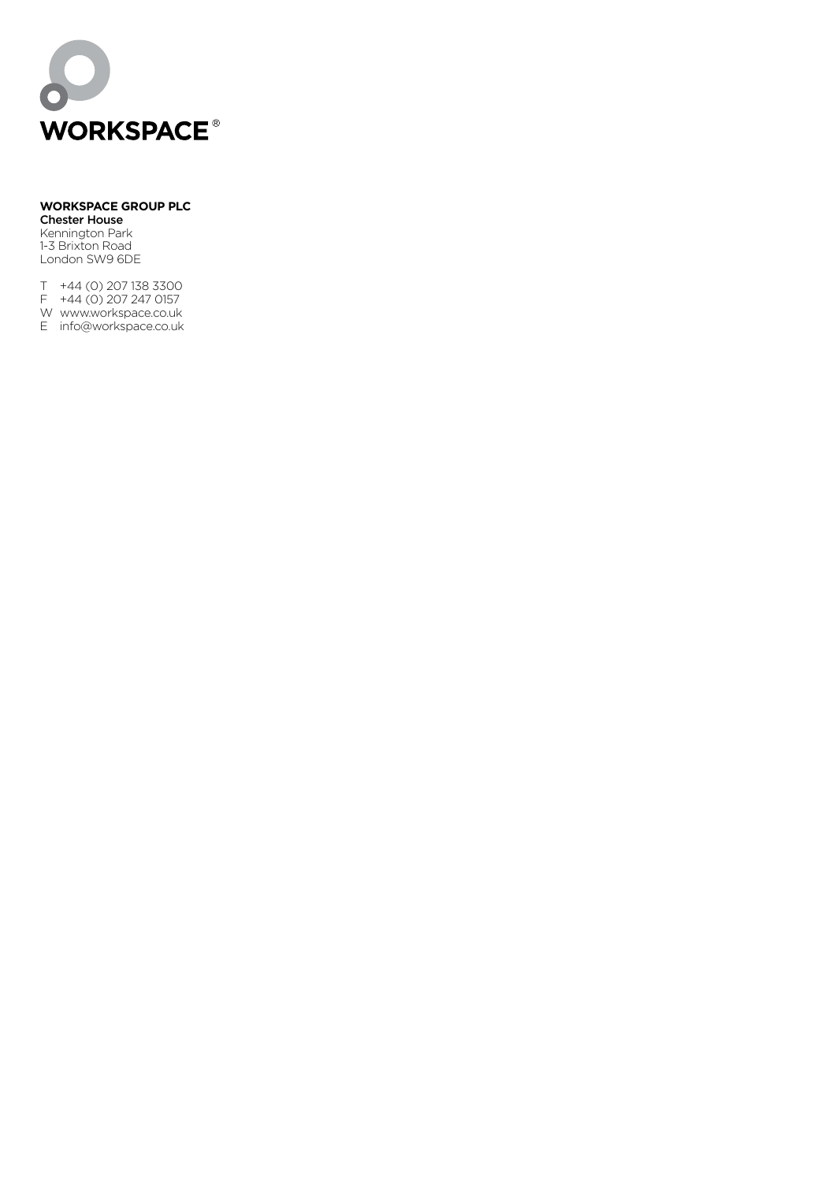WORKSPACE®

**WORKSPACE GROUP PLC**
**Chester House**
Kennington Park
1-3 Brixton Road
London SW9 6DE

T +44 (0) 207 138 3300
F +44 (0) 207 247 0157
W www.workspace.co.uk
E info@workspace.co.uk